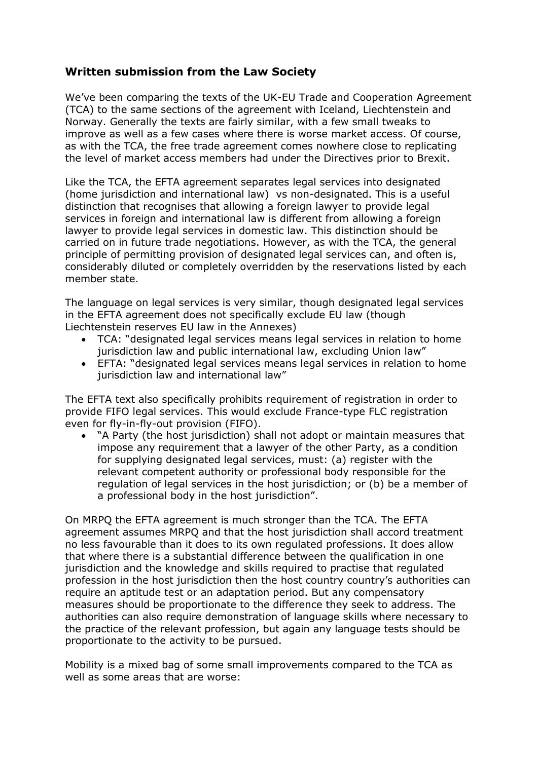## Written submission from the Law Society

We've been comparing the texts of the UK-EU Trade and Cooperation Agreement (TCA) to the same sections of the agreement with Iceland, Liechtenstein and Norway. Generally the texts are fairly similar, with a few small tweaks to improve as well as a few cases where there is worse market access. Of course, as with the TCA, the free trade agreement comes nowhere close to replicating the level of market access members had under the Directives prior to Brexit.

Like the TCA, the EFTA agreement separates legal services into designated (home jurisdiction and international law) vs non-designated. This is a useful distinction that recognises that allowing a foreign lawyer to provide legal services in foreign and international law is different from allowing a foreign lawyer to provide legal services in domestic law. This distinction should be carried on in future trade negotiations. However, as with the TCA, the general principle of permitting provision of designated legal services can, and often is, considerably diluted or completely overridden by the reservations listed by each member state.

The language on legal services is very similar, though designated legal services in the EFTA agreement does not specifically exclude EU law (though Liechtenstein reserves EU law in the Annexes)

- TCA: "designated legal services means legal services in relation to home jurisdiction law and public international law, excluding Union law"
- EFTA: "designated legal services means legal services in relation to home jurisdiction law and international law"

The EFTA text also specifically prohibits requirement of registration in order to provide FIFO legal services. This would exclude France-type FLC registration even for fly-in-fly-out provision (FIFO).

- "A Party (the host jurisdiction) shall not adopt or maintain measures that impose any requirement that a lawyer of the other Party, as a condition for supplying designated legal services, must: (a) register with the relevant competent authority or professional body responsible for the regulation of legal services in the host jurisdiction; or (b) be a member of a professional body in the host jurisdiction".

On MRPQ the EFTA agreement is much stronger than the TCA. The EFTA agreement assumes MRPQ and that the host jurisdiction shall accord treatment no less favourable than it does to its own regulated professions. It does allow that where there is a substantial difference between the qualification in one jurisdiction and the knowledge and skills required to practise that regulated profession in the host jurisdiction then the host country country's authorities can require an aptitude test or an adaptation period. But any compensatory measures should be proportionate to the difference they seek to address. The authorities can also require demonstration of language skills where necessary to the practice of the relevant profession, but again any language tests should be proportionate to the activity to be pursued.

Mobility is a mixed bag of some small improvements compared to the TCA as well as some areas that are worse: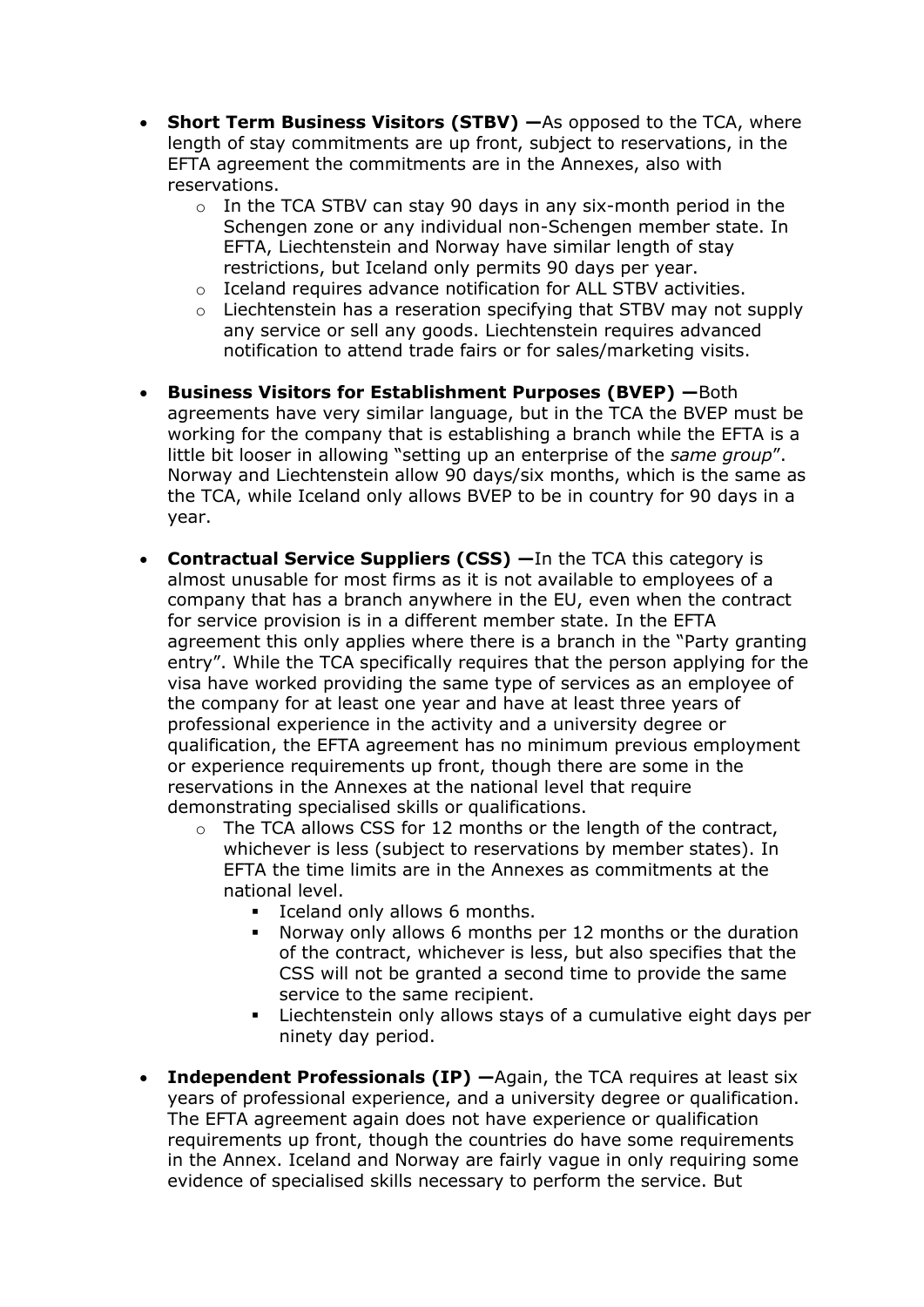- **Short Term Business Visitors (STBV) —**As opposed to the TCA, where length of stay commitments are up front, subject to reservations, in the EFTA agreement the commitments are in the Annexes, also with reservations.
  - In the TCA STBV can stay 90 days in any six-month period in the Schengen zone or any individual non-Schengen member state. In EFTA, Liechtenstein and Norway have similar length of stay restrictions, but Iceland only permits 90 days per year.
  - Iceland requires advance notification for ALL STBV activities.
  - Liechtenstein has a reseration specifying that STBV may not supply any service or sell any goods. Liechtenstein requires advanced notification to attend trade fairs or for sales/marketing visits.

- **Business Visitors for Establishment Purposes (BVEP) —**Both agreements have very similar language, but in the TCA the BVEP must be working for the company that is establishing a branch while the EFTA is a little bit looser in allowing "setting up an enterprise of the *same group*". Norway and Liechtenstein allow 90 days/six months, which is the same as the TCA, while Iceland only allows BVEP to be in country for 90 days in a year.

- **Contractual Service Suppliers (CSS) —**In the TCA this category is almost unusable for most firms as it is not available to employees of a company that has a branch anywhere in the EU, even when the contract for service provision is in a different member state. In the EFTA agreement this only applies where there is a branch in the "Party granting entry". While the TCA specifically requires that the person applying for the visa have worked providing the same type of services as an employee of the company for at least one year and have at least three years of professional experience in the activity and a university degree or qualification, the EFTA agreement has no minimum previous employment or experience requirements up front, though there are some in the reservations in the Annexes at the national level that require demonstrating specialised skills or qualifications.
  - The TCA allows CSS for 12 months or the length of the contract, whichever is less (subject to reservations by member states). In EFTA the time limits are in the Annexes as commitments at the national level.
    - Iceland only allows 6 months.
    - Norway only allows 6 months per 12 months or the duration of the contract, whichever is less, but also specifies that the CSS will not be granted a second time to provide the same service to the same recipient.
    - Liechtenstein only allows stays of a cumulative eight days per ninety day period.

- **Independent Professionals (IP) —**Again, the TCA requires at least six years of professional experience, and a university degree or qualification. The EFTA agreement again does not have experience or qualification requirements up front, though the countries do have some requirements in the Annex. Iceland and Norway are fairly vague in only requiring some evidence of specialised skills necessary to perform the service. But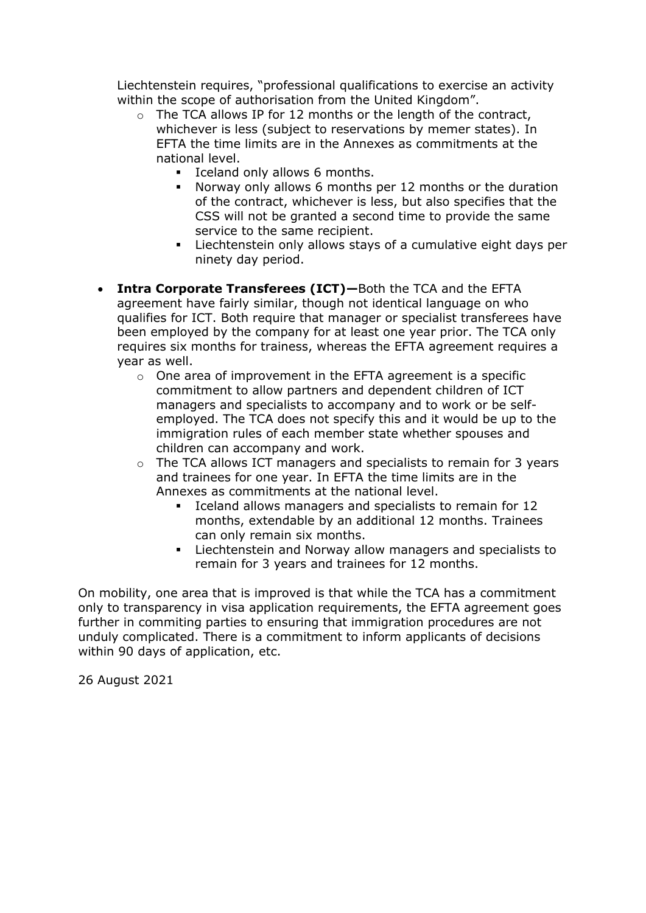Liechtenstein requires, "professional qualifications to exercise an activity within the scope of authorisation from the United Kingdom".

- The TCA allows IP for 12 months or the length of the contract, whichever is less (subject to reservations by memer states). In EFTA the time limits are in the Annexes as commitments at the national level.
  - Iceland only allows 6 months.
  - Norway only allows 6 months per 12 months or the duration of the contract, whichever is less, but also specifies that the CSS will not be granted a second time to provide the same service to the same recipient.
  - Liechtenstein only allows stays of a cumulative eight days per ninety day period.

- **Intra Corporate Transferees (ICT)—**Both the TCA and the EFTA agreement have fairly similar, though not identical language on who qualifies for ICT. Both require that manager or specialist transferees have been employed by the company for at least one year prior. The TCA only requires six months for trainess, whereas the EFTA agreement requires a year as well.
  - One area of improvement in the EFTA agreement is a specific commitment to allow partners and dependent children of ICT managers and specialists to accompany and to work or be self-employed. The TCA does not specify this and it would be up to the immigration rules of each member state whether spouses and children can accompany and work.
  - The TCA allows ICT managers and specialists to remain for 3 years and trainees for one year. In EFTA the time limits are in the Annexes as commitments at the national level.
    - Iceland allows managers and specialists to remain for 12 months, extendable by an additional 12 months. Trainees can only remain six months.
    - Liechtenstein and Norway allow managers and specialists to remain for 3 years and trainees for 12 months.

On mobility, one area that is improved is that while the TCA has a commitment only to transparency in visa application requirements, the EFTA agreement goes further in commiting parties to ensuring that immigration procedures are not unduly complicated. There is a commitment to inform applicants of decisions within 90 days of application, etc.

26 August 2021